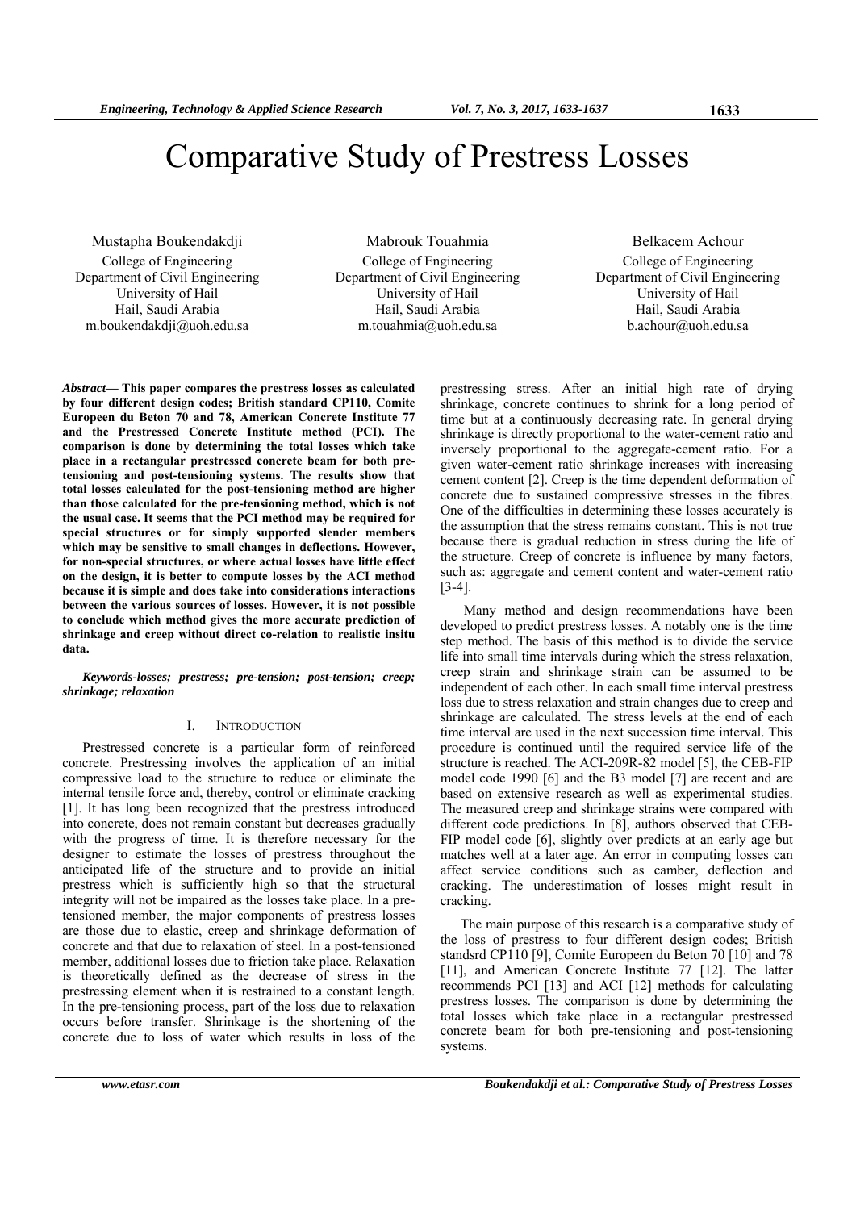# Comparative Study of Prestress Losses

Mustapha Boukendakdji
College of Engineering
Department of Civil Engineering
University of Hail
Hail, Saudi Arabia
m.boukendakdji@uoh.edu.sa

Mabrouk Touahmia
College of Engineering
Department of Civil Engineering
University of Hail
Hail, Saudi Arabia
m.touahmia@uoh.edu.sa

Belkacem Achour
College of Engineering
Department of Civil Engineering
University of Hail
Hail, Saudi Arabia
b.achour@uoh.edu.sa

***Abstract*— This paper compares the prestress losses as calculated by four different design codes; British standard CP110, Comite Europeen du Beton 70 and 78, American Concrete Institute 77 and the Prestressed Concrete Institute method (PCI). The comparison is done by determining the total losses which take place in a rectangular prestressed concrete beam for both pre-tensioning and post-tensioning systems. The results show that total losses calculated for the post-tensioning method are higher than those calculated for the pre-tensioning method, which is not the usual case. It seems that the PCI method may be required for special structures or for simply supported slender members which may be sensitive to small changes in deflections. However, for non-special structures, or where actual losses have little effect on the design, it is better to compute losses by the ACI method because it is simple and does take into considerations interactions between the various sources of losses. However, it is not possible to conclude which method gives the more accurate prediction of shrinkage and creep without direct co-relation to realistic insitu data.**

***Keywords-losses; prestress; pre-tension; post-tension; creep; shrinkage; relaxation***

## I. Introduction

Prestressed concrete is a particular form of reinforced concrete. Prestressing involves the application of an initial compressive load to the structure to reduce or eliminate the internal tensile force and, thereby, control or eliminate cracking [1]. It has long been recognized that the prestress introduced into concrete, does not remain constant but decreases gradually with the progress of time. It is therefore necessary for the designer to estimate the losses of prestress throughout the anticipated life of the structure and to provide an initial prestress which is sufficiently high so that the structural integrity will not be impaired as the losses take place. In a pre-tensioned member, the major components of prestress losses are those due to elastic, creep and shrinkage deformation of concrete and that due to relaxation of steel. In a post-tensioned member, additional losses due to friction take place. Relaxation is theoretically defined as the decrease of stress in the prestressing element when it is restrained to a constant length. In the pre-tensioning process, part of the loss due to relaxation occurs before transfer. Shrinkage is the shortening of the concrete due to loss of water which results in loss of the prestressing stress. After an initial high rate of drying shrinkage, concrete continues to shrink for a long period of time but at a continuously decreasing rate. In general drying shrinkage is directly proportional to the water-cement ratio and inversely proportional to the aggregate-cement ratio. For a given water-cement ratio shrinkage increases with increasing cement content [2]. Creep is the time dependent deformation of concrete due to sustained compressive stresses in the fibres. One of the difficulties in determining these losses accurately is the assumption that the stress remains constant. This is not true because there is gradual reduction in stress during the life of the structure. Creep of concrete is influence by many factors, such as: aggregate and cement content and water-cement ratio [3-4].

Many method and design recommendations have been developed to predict prestress losses. A notably one is the time step method. The basis of this method is to divide the service life into small time intervals during which the stress relaxation, creep strain and shrinkage strain can be assumed to be independent of each other. In each small time interval prestress loss due to stress relaxation and strain changes due to creep and shrinkage are calculated. The stress levels at the end of each time interval are used in the next succession time interval. This procedure is continued until the required service life of the structure is reached. The ACI-209R-82 model [5], the CEB-FIP model code 1990 [6] and the B3 model [7] are recent and are based on extensive research as well as experimental studies. The measured creep and shrinkage strains were compared with different code predictions. In [8], authors observed that CEB-FIP model code [6], slightly over predicts at an early age but matches well at a later age. An error in computing losses can affect service conditions such as camber, deflection and cracking. The underestimation of losses might result in cracking.

The main purpose of this research is a comparative study of the loss of prestress to four different design codes; British standsrd CP110 [9], Comite Europeen du Beton 70 [10] and 78 [11], and American Concrete Institute 77 [12]. The latter recommends PCI [13] and ACI [12] methods for calculating prestress losses. The comparison is done by determining the total losses which take place in a rectangular prestressed concrete beam for both pre-tensioning and post-tensioning systems.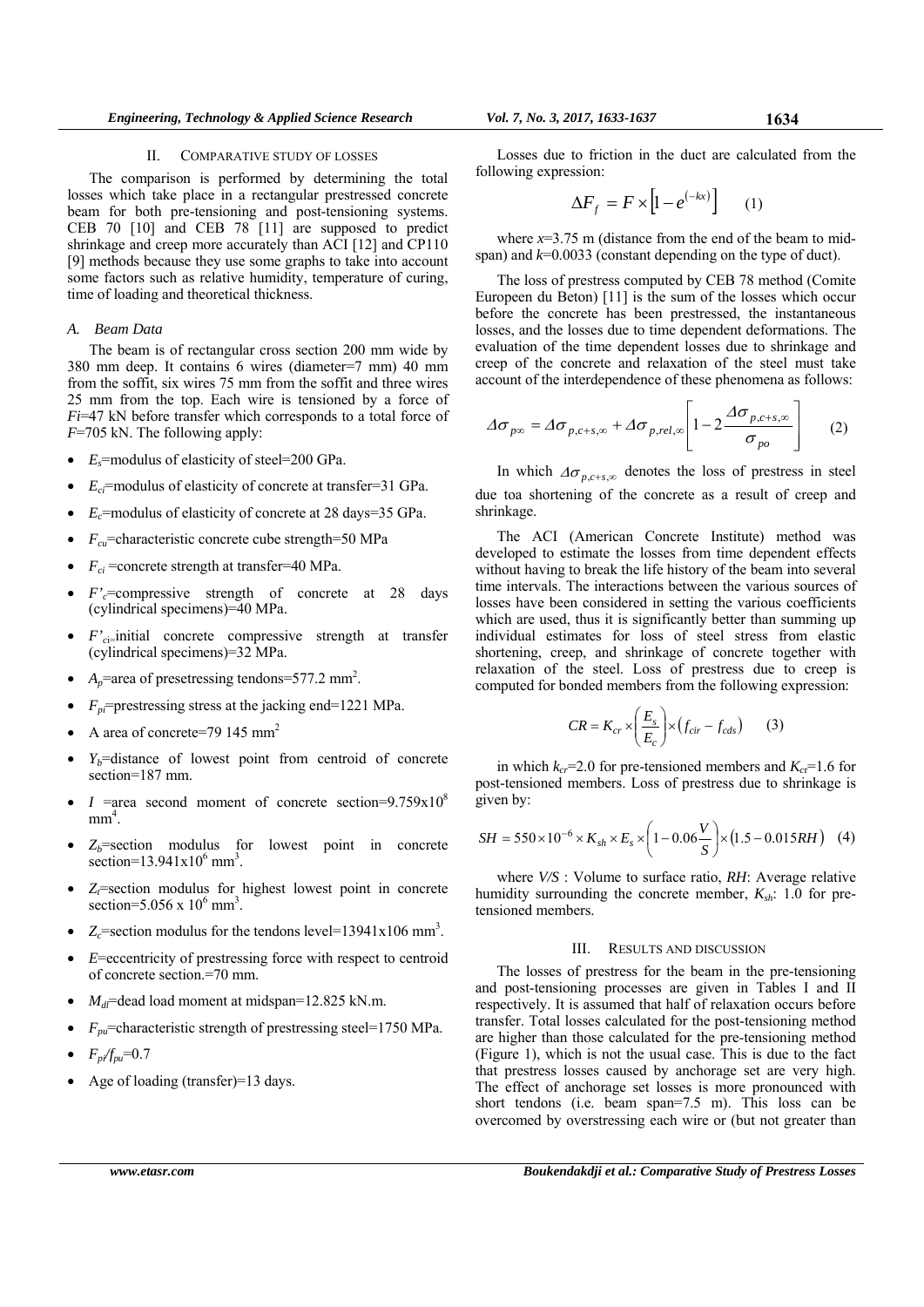## II. Comparative Study of Losses

The comparison is performed by determining the total losses which take place in a rectangular prestressed concrete beam for both pre-tensioning and post-tensioning systems. CEB 70 [10] and CEB 78 [11] are supposed to predict shrinkage and creep more accurately than ACI [12] and CP110 [9] methods because they use some graphs to take into account some factors such as relative humidity, temperature of curing, time of loading and theoretical thickness.

### *A. Beam Data*

The beam is of rectangular cross section 200 mm wide by 380 mm deep. It contains 6 wires (diameter=7 mm) 40 mm from the soffit, six wires 75 mm from the soffit and three wires 25 mm from the top. Each wire is tensioned by a force of $Fi$=47 kN before transfer which corresponds to a total force of $F$=705 kN. The following apply:

- $E_s$=modulus of elasticity of steel=200 GPa.
- $E_{ci}$=modulus of elasticity of concrete at transfer=31 GPa.
- $E_c$=modulus of elasticity of concrete at 28 days=35 GPa.
- $F_{cu}$=characteristic concrete cube strength=50 MPa
- $F_{ci}$ =concrete strength at transfer=40 MPa.
- $F'_c$=compressive strength of concrete at 28 days (cylindrical specimens)=40 MPa.
- $F'_{ci}$=initial concrete compressive strength at transfer (cylindrical specimens)=32 MPa.
- $A_p$=area of presetressing tendons=577.2 mm$^2$.
- $F_{pi}$=prestressing stress at the jacking end=1221 MPa.
- A area of concrete=79 145 mm$^2$
- $Y_b$=distance of lowest point from centroid of concrete section=187 mm.
- $I$ =area second moment of concrete section=9.759x10$^8$ mm$^4$.
- $Z_b$=section modulus for lowest point in concrete section=13.941x10$^6$ mm$^3$.
- $Z_t$=section modulus for highest lowest point in concrete section=5.056 x 10$^6$ mm$^3$.
- $Z_c$=section modulus for the tendons level=13941x106 mm$^3$.
- $E$=eccentricity of prestressing force with respect to centroid of concrete section.=70 mm.
- $M_{dl}$=dead load moment at midspan=12.825 kN.m.
- $F_{pu}$=characteristic strength of prestressing steel=1750 MPa.
- $F_{pi}/f_{pu}$=0.7
- Age of loading (transfer)=13 days.

Losses due to friction in the duct are calculated from the following expression:

$$\Delta F_f = F \times \left[1 - e^{(-kx)}\right] \qquad (1)$$

where $x$=3.75 m (distance from the end of the beam to mid-span) and $k$=0.0033 (constant depending on the type of duct).

The loss of prestress computed by CEB 78 method (Comite Europeen du Beton) [11] is the sum of the losses which occur before the concrete has been prestressed, the instantaneous losses, and the losses due to time dependent deformations. The evaluation of the time dependent losses due to shrinkage and creep of the concrete and relaxation of the steel must take account of the interdependence of these phenomena as follows:

$$\Delta\sigma_{p\infty} = \Delta\sigma_{p,c+s,\infty} + \Delta\sigma_{p,rel,\infty}\left[1 - 2\frac{\Delta\sigma_{p,c+s,\infty}}{\sigma_{po}}\right] \qquad (2)$$

In which $\Delta\sigma_{p,c+s,\infty}$ denotes the loss of prestress in steel due toa shortening of the concrete as a result of creep and shrinkage.

The ACI (American Concrete Institute) method was developed to estimate the losses from time dependent effects without having to break the life history of the beam into several time intervals. The interactions between the various sources of losses have been considered in setting the various coefficients which are used, thus it is significantly better than summing up individual estimates for loss of steel stress from elastic shortening, creep, and shrinkage of concrete together with relaxation of the steel. Loss of prestress due to creep is computed for bonded members from the following expression:

$$CR = K_{cr} \times \left(\frac{E_s}{E_c}\right) \times \left(f_{cir} - f_{cds}\right) \qquad (3)$$

in which $k_{cr}$=2.0 for pre-tensioned members and $K_{cr}$=1.6 for post-tensioned members. Loss of prestress due to shrinkage is given by:

$$SH = 550 \times 10^{-6} \times K_{sh} \times E_s \times \left(1 - 0.06\frac{V}{S}\right) \times \left(1.5 - 0.015RH\right) \qquad (4)$$

where $V/S$ : Volume to surface ratio, $RH$: Average relative humidity surrounding the concrete member, $K_{sh}$: 1.0 for pre-tensioned members.

## III. Results and Discussion

The losses of prestress for the beam in the pre-tensioning and post-tensioning processes are given in Tables I and II respectively. It is assumed that half of relaxation occurs before transfer. Total losses calculated for the post-tensioning method are higher than those calculated for the pre-tensioning method (Figure 1), which is not the usual case. This is due to the fact that prestress losses caused by anchorage set are very high. The effect of anchorage set losses is more pronounced with short tendons (i.e. beam span=7.5 m). This loss can be overcomed by overstressing each wire or (but not greater than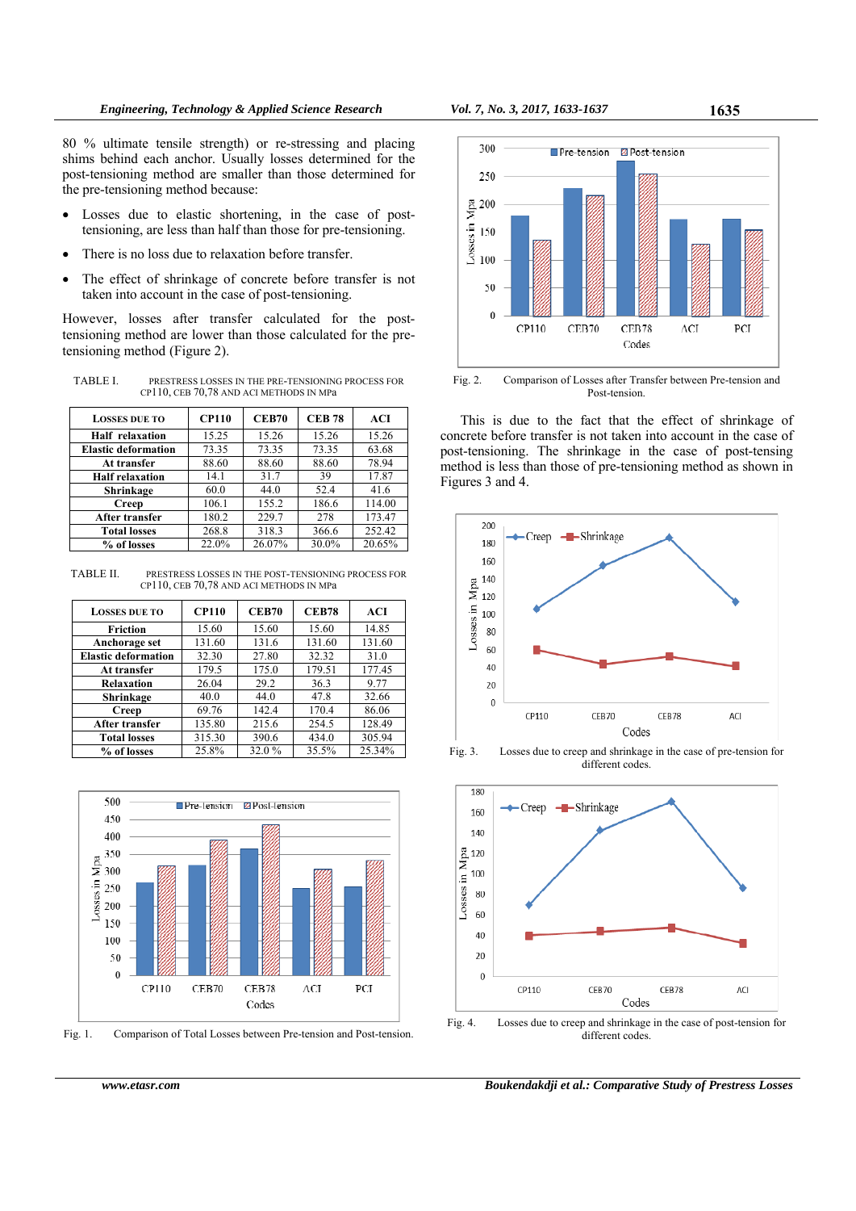80 % ultimate tensile strength) or re-stressing and placing shims behind each anchor. Usually losses determined for the post-tensioning method are smaller than those determined for the pre-tensioning method because:

- Losses due to elastic shortening, in the case of post-tensioning, are less than half than those for pre-tensioning.
- There is no loss due to relaxation before transfer.
- The effect of shrinkage of concrete before transfer is not taken into account in the case of post-tensioning.

However, losses after transfer calculated for the post-tensioning method are lower than those calculated for the pre-tensioning method (Figure 2).

TABLE I. PRESTRESS LOSSES IN THE PRE-TENSIONING PROCESS FOR CP110, CEB 70,78 AND ACI METHODS IN MPa

| LOSSES DUE TO | CP110 | CEB70 | CEB 78 | ACI |
|---|---|---|---|---|
| Half relaxation | 15.25 | 15.26 | 15.26 | 15.26 |
| Elastic deformation | 73.35 | 73.35 | 73.35 | 63.68 |
| At transfer | 88.60 | 88.60 | 88.60 | 78.94 |
| Half relaxation | 14.1 | 31.7 | 39 | 17.87 |
| Shrinkage | 60.0 | 44.0 | 52.4 | 41.6 |
| Creep | 106.1 | 155.2 | 186.6 | 114.00 |
| After transfer | 180.2 | 229.7 | 278 | 173.47 |
| Total losses | 268.8 | 318.3 | 366.6 | 252.42 |
| % of losses | 22.0% | 26.07% | 30.0% | 20.65% |

TABLE II. PRESTRESS LOSSES IN THE POST-TENSIONING PROCESS FOR CP110, CEB 70,78 AND ACI METHODS IN MPa

| LOSSES DUE TO | CP110 | CEB70 | CEB78 | ACI |
|---|---|---|---|---|
| Friction | 15.60 | 15.60 | 15.60 | 14.85 |
| Anchorage set | 131.60 | 131.6 | 131.60 | 131.60 |
| Elastic deformation | 32.30 | 27.80 | 32.32 | 31.0 |
| At transfer | 179.5 | 175.0 | 179.51 | 177.45 |
| Relaxation | 26.04 | 29.2 | 36.3 | 9.77 |
| Shrinkage | 40.0 | 44.0 | 47.8 | 32.66 |
| Creep | 69.76 | 142.4 | 170.4 | 86.06 |
| After transfer | 135.80 | 215.6 | 254.5 | 128.49 |
| Total losses | 315.30 | 390.6 | 434.0 | 305.94 |
| % of losses | 25.8% | 32.0 % | 35.5% | 25.34% |

Fig. 1. Comparison of Total Losses between Pre-tension and Post-tension.

Fig. 2. Comparison of Losses after Transfer between Pre-tension and Post-tension.

This is due to the fact that the effect of shrinkage of concrete before transfer is not taken into account in the case of post-tensioning. The shrinkage in the case of post-tensing method is less than those of pre-tensioning method as shown in Figures 3 and 4.

Fig. 3. Losses due to creep and shrinkage in the case of pre-tension for different codes.

Fig. 4. Losses due to creep and shrinkage in the case of post-tension for different codes.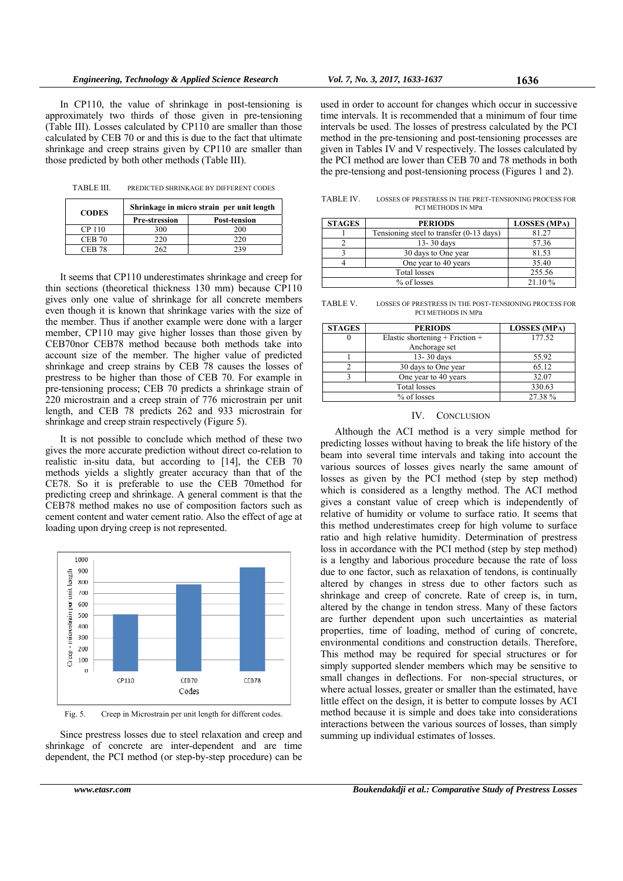In CP110, the value of shrinkage in post-tensioning is approximately two thirds of those given in pre-tensioning (Table III). Losses calculated by CP110 are smaller than those calculated by CEB 70 or and this is due to the fact that ultimate shrinkage and creep strains given by CP110 are smaller than those predicted by both other methods (Table III).

TABLE III. PREDICTED SHRINKAGE BY DIFFERENT CODES

| CODES | Shrinkage in micro strain per unit length | |
|---|---|---|
| | Pre-stression | Post-tension |
| CP 110 | 300 | 200 |
| CEB 70 | 220 | 220 |
| CEB 78 | 262 | 239 |

It seems that CP110 underestimates shrinkage and creep for thin sections (theoretical thickness 130 mm) because CP110 gives only one value of shrinkage for all concrete members even though it is known that shrinkage varies with the size of the member. Thus if another example were done with a larger member, CP110 may give higher losses than those given by CEB70nor CEB78 method because both methods take into account size of the member. The higher value of predicted shrinkage and creep strains by CEB 78 causes the losses of prestress to be higher than those of CEB 70. For example in pre-tensioning process; CEB 70 predicts a shrinkage strain of 220 microstrain and a creep strain of 776 microstrain per unit length, and CEB 78 predicts 262 and 933 microstrain for shrinkage and creep strain respectively (Figure 5).

It is not possible to conclude which method of these two gives the more accurate prediction without direct co-relation to realistic in-situ data, but according to [14], the CEB 70 methods yields a slightly greater accuracy than that of the CE78. So it is preferable to use the CEB 70method for predicting creep and shrinkage. A general comment is that the CEB78 method makes no use of composition factors such as cement content and water cement ratio. Also the effect of age at loading upon drying creep is not represented.

Fig. 5. Creep in Microstrain per unit length for different codes.

Since prestress losses due to steel relaxation and creep and shrinkage of concrete are inter-dependent and are time dependent, the PCI method (or step-by-step procedure) can be used in order to account for changes which occur in successive time intervals. It is recommended that a minimum of four time intervals be used. The losses of prestress calculated by the PCI method in the pre-tensioning and post-tensioning processes are given in Tables IV and V respectively. The losses calculated by the PCI method are lower than CEB 70 and 78 methods in both the pre-tensiong and post-tensioning process (Figures 1 and 2).

TABLE IV. LOSSES OF PRESTRESS IN THE PRET-TENSIONING PROCESS FOR PCI METHODS IN MPa

| STAGES | PERIODS | LOSSES (MPA) |
|---|---|---|
| 1 | Tensioning steel to transfer (0-13 days) | 81.27 |
| 2 | 13- 30 days | 57.36 |
| 3 | 30 days to One year | 81.53 |
| 4 | One year to 40 years | 35.40 |
| Total losses | | 255.56 |
| % of losses | | 21.10 % |

TABLE V. LOSSES OF PRESTRESS IN THE POST-TENSIONING PROCESS FOR PCI METHODS IN MPa

| STAGES | PERIODS | LOSSES (MPA) |
|---|---|---|
| 0 | Elastic shortening + Friction + Anchorage set | 177.52 |
| 1 | 13- 30 days | 55.92 |
| 2 | 30 days to One year | 65.12 |
| 3 | One year to 40 years | 32.07 |
| Total losses | | 330.63 |
| % of losses | | 27.38 % |

## IV. CONCLUSION

Although the ACI method is a very simple method for predicting losses without having to break the life history of the beam into several time intervals and taking into account the various sources of losses gives nearly the same amount of losses as given by the PCI method (step by step method) which is considered as a lengthy method. The ACI method gives a constant value of creep which is independently of relative of humidity or volume to surface ratio. It seems that this method underestimates creep for high volume to surface ratio and high relative humidity. Determination of prestress loss in accordance with the PCI method (step by step method) is a lengthy and laborious procedure because the rate of loss due to one factor, such as relaxation of tendons, is continually altered by changes in stress due to other factors such as shrinkage and creep of concrete. Rate of creep is, in turn, altered by the change in tendon stress. Many of these factors are further dependent upon such uncertainties as material properties, time of loading, method of curing of concrete, environmental conditions and construction details. Therefore, This method may be required for special structures or for simply supported slender members which may be sensitive to small changes in deflections. For non-special structures, or where actual losses, greater or smaller than the estimated, have little effect on the design, it is better to compute losses by ACI method because it is simple and does take into considerations interactions between the various sources of losses, than simply summing up individual estimates of losses.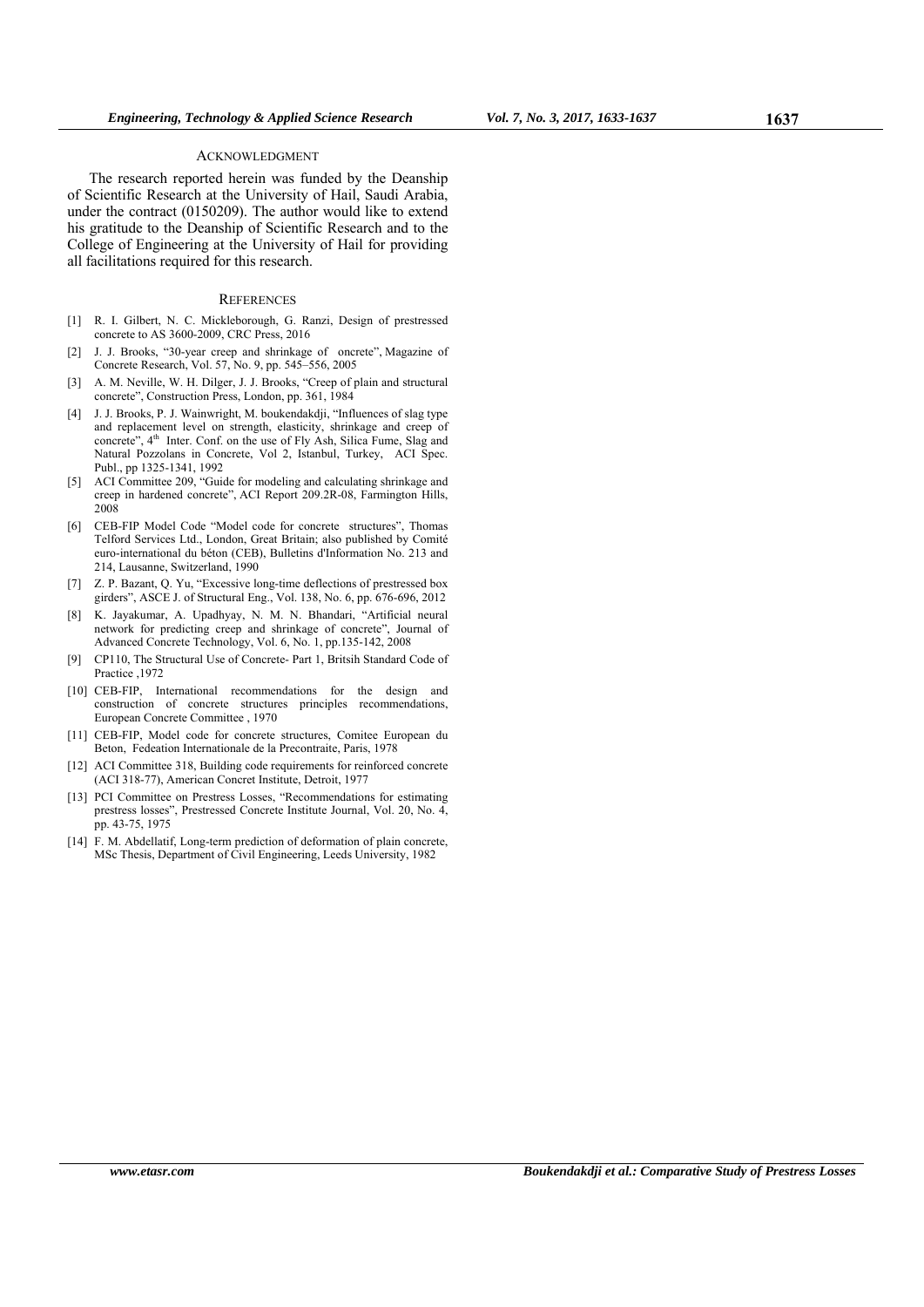## ACKNOWLEDGMENT

The research reported herein was funded by the Deanship of Scientific Research at the University of Hail, Saudi Arabia, under the contract (0150209). The author would like to extend his gratitude to the Deanship of Scientific Research and to the College of Engineering at the University of Hail for providing all facilitations required for this research.

## REFERENCES

[1] R. I. Gilbert, N. C. Mickleborough, G. Ranzi, Design of prestressed concrete to AS 3600-2009, CRC Press, 2016

[2] J. J. Brooks, "30-year creep and shrinkage of oncrete", Magazine of Concrete Research, Vol. 57, No. 9, pp. 545–556, 2005

[3] A. M. Neville, W. H. Dilger, J. J. Brooks, "Creep of plain and structural concrete", Construction Press, London, pp. 361, 1984

[4] J. J. Brooks, P. J. Wainwright, M. boukendakdji, "Influences of slag type and replacement level on strength, elasticity, shrinkage and creep of concrete", 4th Inter. Conf. on the use of Fly Ash, Silica Fume, Slag and Natural Pozzolans in Concrete, Vol 2, Istanbul, Turkey, ACI Spec. Publ., pp 1325-1341, 1992

[5] ACI Committee 209, "Guide for modeling and calculating shrinkage and creep in hardened concrete", ACI Report 209.2R-08, Farmington Hills, 2008

[6] CEB-FIP Model Code "Model code for concrete structures", Thomas Telford Services Ltd., London, Great Britain; also published by Comité euro-international du béton (CEB), Bulletins d'Information No. 213 and 214, Lausanne, Switzerland, 1990

[7] Z. P. Bazant, Q. Yu, "Excessive long-time deflections of prestressed box girders", ASCE J. of Structural Eng., Vol. 138, No. 6, pp. 676-696, 2012

[8] K. Jayakumar, A. Upadhyay, N. M. N. Bhandari, "Artificial neural network for predicting creep and shrinkage of concrete", Journal of Advanced Concrete Technology, Vol. 6, No. 1, pp.135-142, 2008

[9] CP110, The Structural Use of Concrete- Part 1, Britsih Standard Code of Practice ,1972

[10] CEB-FIP, International recommendations for the design and construction of concrete structures principles recommendations, European Concrete Committee , 1970

[11] CEB-FIP, Model code for concrete structures, Comitee European du Beton, Fedeation Internationale de la Precontraite, Paris, 1978

[12] ACI Committee 318, Building code requirements for reinforced concrete (ACI 318-77), American Concret Institute, Detroit, 1977

[13] PCI Committee on Prestress Losses, "Recommendations for estimating prestress losses", Prestressed Concrete Institute Journal, Vol. 20, No. 4, pp. 43-75, 1975

[14] F. M. Abdellatif, Long-term prediction of deformation of plain concrete, MSc Thesis, Department of Civil Engineering, Leeds University, 1982